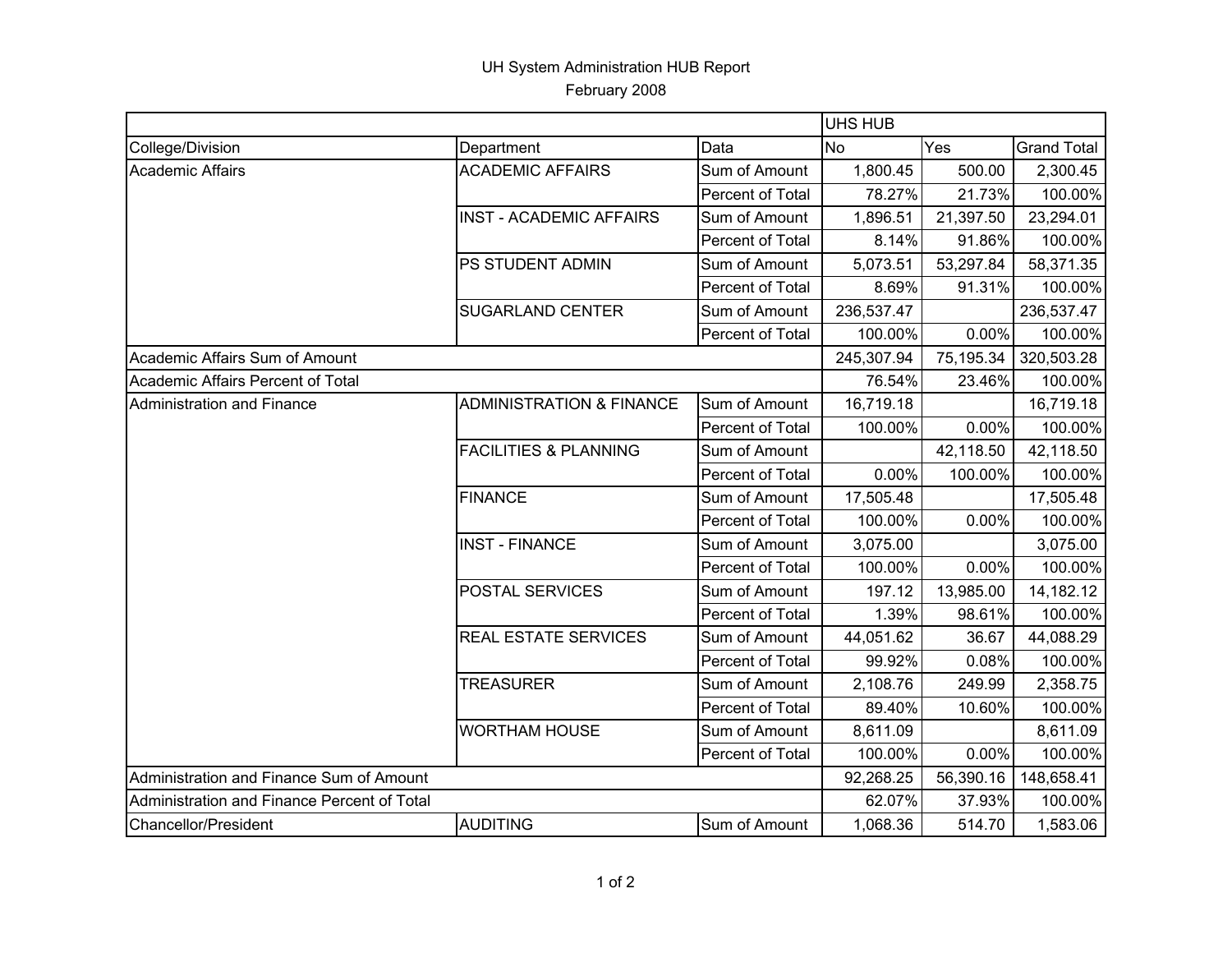# UH System Administration HUB Report

February 2008

| | | | UHS HUB | | |
|---|---|---|---|---|---|
| College/Division | Department | Data | No | Yes | Grand Total |
| Academic Affairs | ACADEMIC AFFAIRS | Sum of Amount | 1,800.45 | 500.00 | 2,300.45 |
| | | Percent of Total | 78.27% | 21.73% | 100.00% |
| | INST - ACADEMIC AFFAIRS | Sum of Amount | 1,896.51 | 21,397.50 | 23,294.01 |
| | | Percent of Total | 8.14% | 91.86% | 100.00% |
| | PS STUDENT ADMIN | Sum of Amount | 5,073.51 | 53,297.84 | 58,371.35 |
| | | Percent of Total | 8.69% | 91.31% | 100.00% |
| | SUGARLAND CENTER | Sum of Amount | 236,537.47 | | 236,537.47 |
| | | Percent of Total | 100.00% | 0.00% | 100.00% |
| Academic Affairs Sum of Amount | | | 245,307.94 | 75,195.34 | 320,503.28 |
| Academic Affairs Percent of Total | | | 76.54% | 23.46% | 100.00% |
| Administration and Finance | ADMINISTRATION & FINANCE | Sum of Amount | 16,719.18 | | 16,719.18 |
| | | Percent of Total | 100.00% | 0.00% | 100.00% |
| | FACILITIES & PLANNING | Sum of Amount | | 42,118.50 | 42,118.50 |
| | | Percent of Total | 0.00% | 100.00% | 100.00% |
| | FINANCE | Sum of Amount | 17,505.48 | | 17,505.48 |
| | | Percent of Total | 100.00% | 0.00% | 100.00% |
| | INST - FINANCE | Sum of Amount | 3,075.00 | | 3,075.00 |
| | | Percent of Total | 100.00% | 0.00% | 100.00% |
| | POSTAL SERVICES | Sum of Amount | 197.12 | 13,985.00 | 14,182.12 |
| | | Percent of Total | 1.39% | 98.61% | 100.00% |
| | REAL ESTATE SERVICES | Sum of Amount | 44,051.62 | 36.67 | 44,088.29 |
| | | Percent of Total | 99.92% | 0.08% | 100.00% |
| | TREASURER | Sum of Amount | 2,108.76 | 249.99 | 2,358.75 |
| | | Percent of Total | 89.40% | 10.60% | 100.00% |
| | WORTHAM HOUSE | Sum of Amount | 8,611.09 | | 8,611.09 |
| | | Percent of Total | 100.00% | 0.00% | 100.00% |
| Administration and Finance Sum of Amount | | | 92,268.25 | 56,390.16 | 148,658.41 |
| Administration and Finance Percent of Total | | | 62.07% | 37.93% | 100.00% |
| Chancellor/President | AUDITING | Sum of Amount | 1,068.36 | 514.70 | 1,583.06 |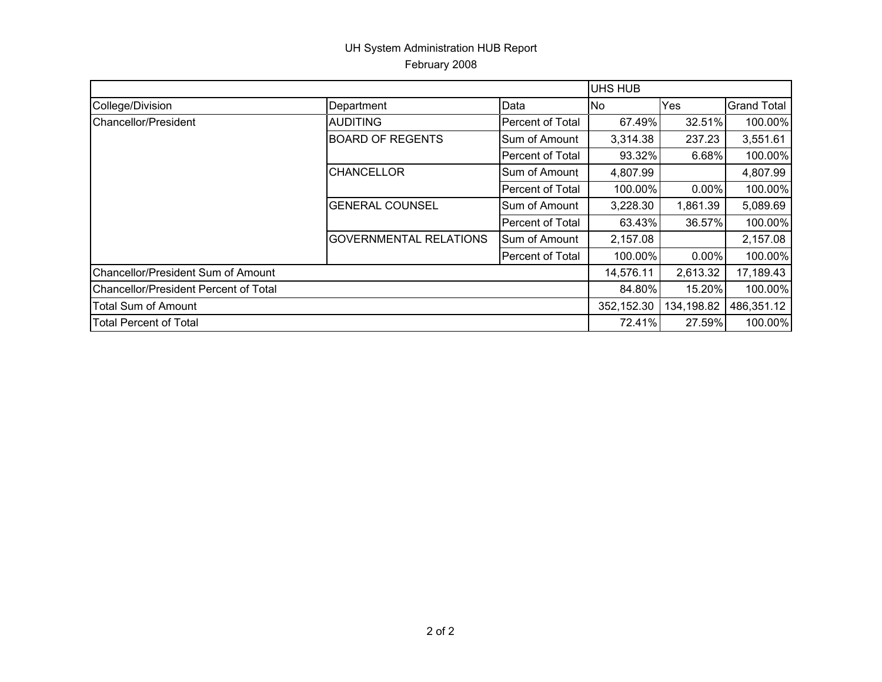UH System Administration HUB Report

February 2008

| | | | UHS HUB | | |
|---|---|---|---|---|---|
| College/Division | Department | Data | No | Yes | Grand Total |
| Chancellor/President | AUDITING | Percent of Total | 67.49% | 32.51% | 100.00% |
| | BOARD OF REGENTS | Sum of Amount | 3,314.38 | 237.23 | 3,551.61 |
| | | Percent of Total | 93.32% | 6.68% | 100.00% |
| | CHANCELLOR | Sum of Amount | 4,807.99 | | 4,807.99 |
| | | Percent of Total | 100.00% | 0.00% | 100.00% |
| | GENERAL COUNSEL | Sum of Amount | 3,228.30 | 1,861.39 | 5,089.69 |
| | | Percent of Total | 63.43% | 36.57% | 100.00% |
| | GOVERNMENTAL RELATIONS | Sum of Amount | 2,157.08 | | 2,157.08 |
| | | Percent of Total | 100.00% | 0.00% | 100.00% |
| Chancellor/President Sum of Amount | | | 14,576.11 | 2,613.32 | 17,189.43 |
| Chancellor/President Percent of Total | | | 84.80% | 15.20% | 100.00% |
| Total Sum of Amount | | | 352,152.30 | 134,198.82 | 486,351.12 |
| Total Percent of Total | | | 72.41% | 27.59% | 100.00% |